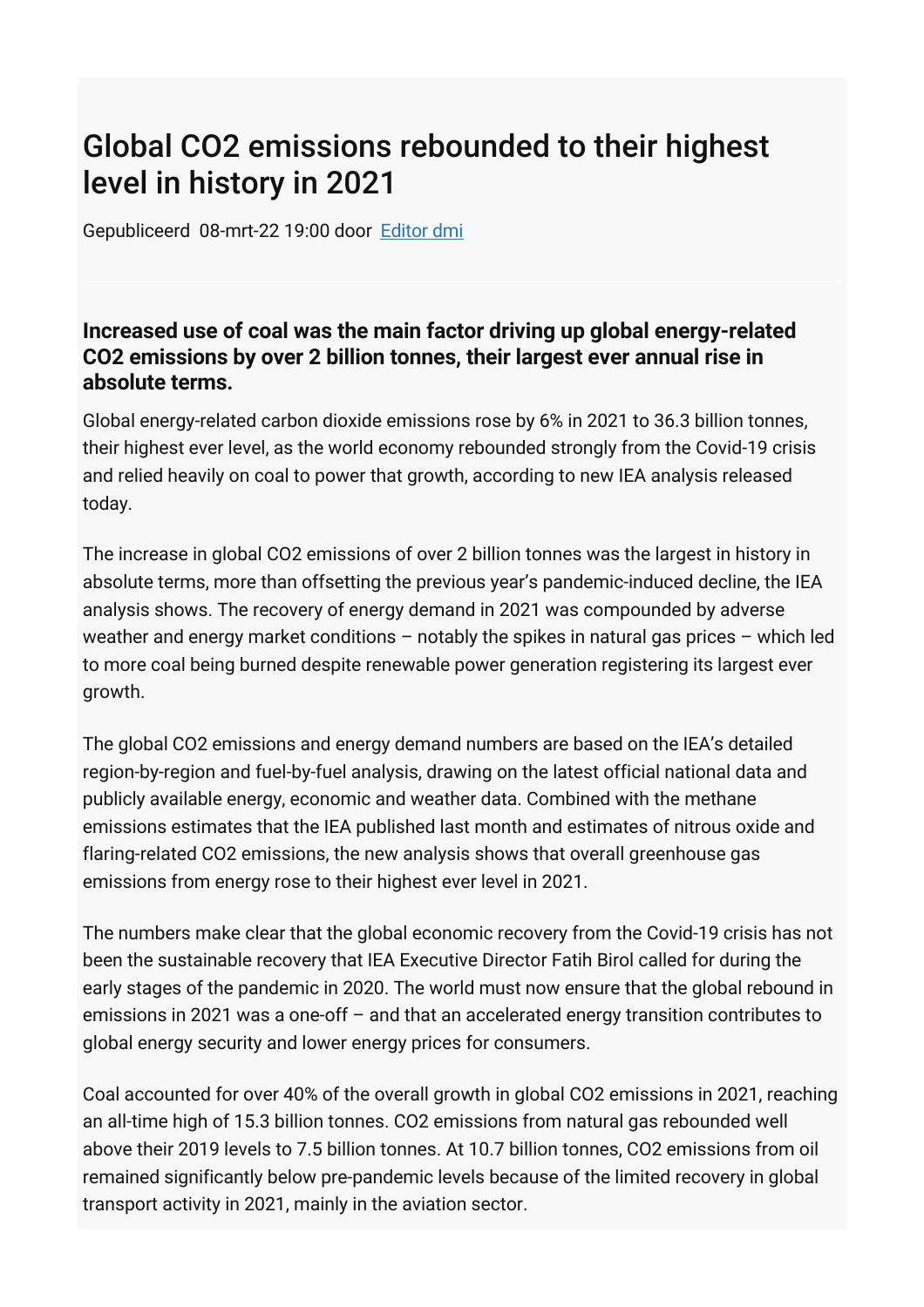# Global CO2 emissions rebounded to their highest level in history in 2021

Gepubliceerd 08-mrt-22 19:00 door Editor dmi

**Increased use of coal was the main factor driving up global energy-related CO2 emissions by over 2 billion tonnes, their largest ever annual rise in absolute terms.**

Global energy-related carbon dioxide emissions rose by 6% in 2021 to 36.3 billion tonnes, their highest ever level, as the world economy rebounded strongly from the Covid-19 crisis and relied heavily on coal to power that growth, according to new IEA analysis released today.

The increase in global CO2 emissions of over 2 billion tonnes was the largest in history in absolute terms, more than offsetting the previous year's pandemic-induced decline, the IEA analysis shows. The recovery of energy demand in 2021 was compounded by adverse weather and energy market conditions – notably the spikes in natural gas prices – which led to more coal being burned despite renewable power generation registering its largest ever growth.

The global CO2 emissions and energy demand numbers are based on the IEA's detailed region-by-region and fuel-by-fuel analysis, drawing on the latest official national data and publicly available energy, economic and weather data. Combined with the methane emissions estimates that the IEA published last month and estimates of nitrous oxide and flaring-related CO2 emissions, the new analysis shows that overall greenhouse gas emissions from energy rose to their highest ever level in 2021.

The numbers make clear that the global economic recovery from the Covid-19 crisis has not been the sustainable recovery that IEA Executive Director Fatih Birol called for during the early stages of the pandemic in 2020. The world must now ensure that the global rebound in emissions in 2021 was a one-off – and that an accelerated energy transition contributes to global energy security and lower energy prices for consumers.

Coal accounted for over 40% of the overall growth in global CO2 emissions in 2021, reaching an all-time high of 15.3 billion tonnes. CO2 emissions from natural gas rebounded well above their 2019 levels to 7.5 billion tonnes. At 10.7 billion tonnes, CO2 emissions from oil remained significantly below pre-pandemic levels because of the limited recovery in global transport activity in 2021, mainly in the aviation sector.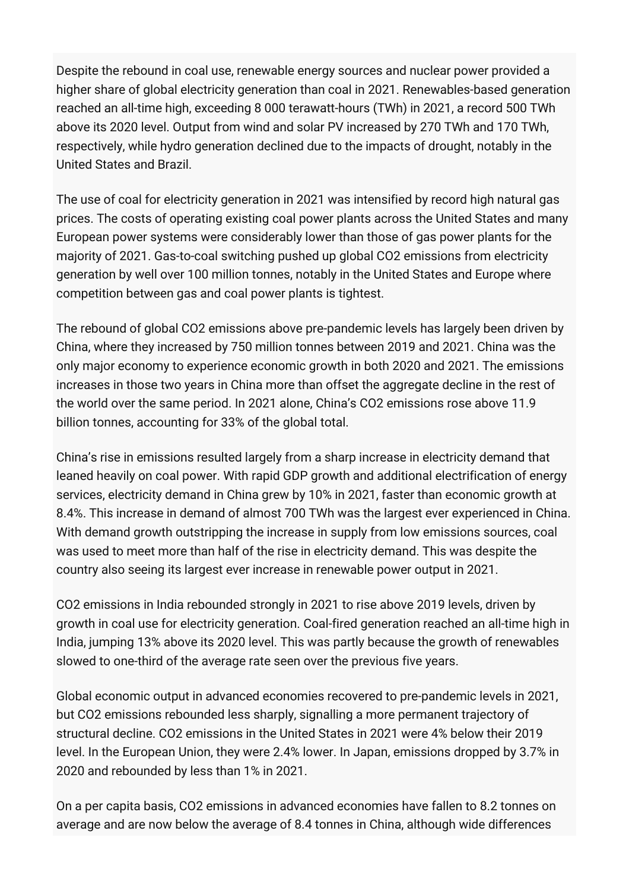Despite the rebound in coal use, renewable energy sources and nuclear power provided a higher share of global electricity generation than coal in 2021. Renewables-based generation reached an all-time high, exceeding 8 000 terawatt-hours (TWh) in 2021, a record 500 TWh above its 2020 level. Output from wind and solar PV increased by 270 TWh and 170 TWh, respectively, while hydro generation declined due to the impacts of drought, notably in the United States and Brazil.

The use of coal for electricity generation in 2021 was intensified by record high natural gas prices. The costs of operating existing coal power plants across the United States and many European power systems were considerably lower than those of gas power plants for the majority of 2021. Gas-to-coal switching pushed up global $CO_2$ emissions from electricity generation by well over 100 million tonnes, notably in the United States and Europe where competition between gas and coal power plants is tightest.

The rebound of global $CO_2$ emissions above pre-pandemic levels has largely been driven by China, where they increased by 750 million tonnes between 2019 and 2021. China was the only major economy to experience economic growth in both 2020 and 2021. The emissions increases in those two years in China more than offset the aggregate decline in the rest of the world over the same period. In 2021 alone, China's $CO_2$ emissions rose above 11.9 billion tonnes, accounting for 33% of the global total.

China's rise in emissions resulted largely from a sharp increase in electricity demand that leaned heavily on coal power. With rapid GDP growth and additional electrification of energy services, electricity demand in China grew by 10% in 2021, faster than economic growth at 8.4%. This increase in demand of almost 700 TWh was the largest ever experienced in China. With demand growth outstripping the increase in supply from low emissions sources, coal was used to meet more than half of the rise in electricity demand. This was despite the country also seeing its largest ever increase in renewable power output in 2021.

$CO_2$ emissions in India rebounded strongly in 2021 to rise above 2019 levels, driven by growth in coal use for electricity generation. Coal-fired generation reached an all-time high in India, jumping 13% above its 2020 level. This was partly because the growth of renewables slowed to one-third of the average rate seen over the previous five years.

Global economic output in advanced economies recovered to pre-pandemic levels in 2021, but $CO_2$ emissions rebounded less sharply, signalling a more permanent trajectory of structural decline. $CO_2$ emissions in the United States in 2021 were 4% below their 2019 level. In the European Union, they were 2.4% lower. In Japan, emissions dropped by 3.7% in 2020 and rebounded by less than 1% in 2021.

On a per capita basis, $CO_2$ emissions in advanced economies have fallen to 8.2 tonnes on average and are now below the average of 8.4 tonnes in China, although wide differences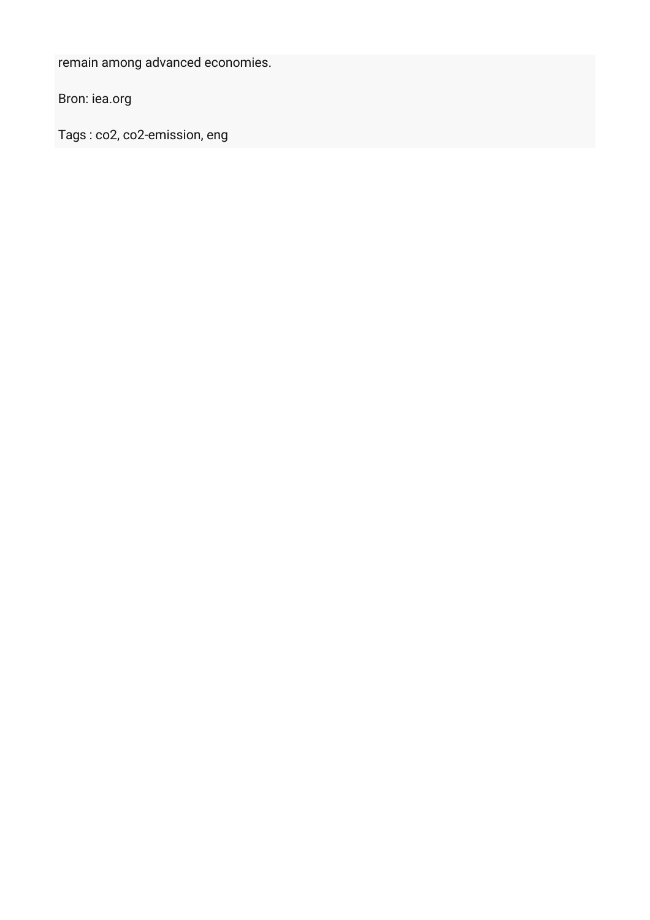remain among advanced economies.

Bron: iea.org

Tags : co2, co2-emission, eng